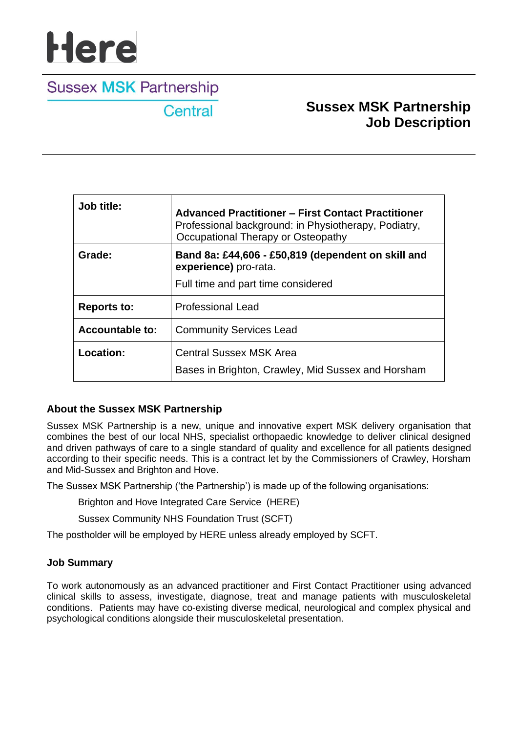Here

Sussex MSK Partnership
Central

# Sussex MSK Partnership Job Description

| | |
|---|---|
| **Job title:** | **Advanced Practitioner – First Contact Practitioner** Professional background: in Physiotherapy, Podiatry, Occupational Therapy or Osteopathy |
| **Grade:** | **Band 8a: £44,606 - £50,819 (dependent on skill and experience)** pro-rata. Full time and part time considered |
| **Reports to:** | Professional Lead |
| **Accountable to:** | Community Services Lead |
| **Location:** | Central Sussex MSK Area Bases in Brighton, Crawley, Mid Sussex and Horsham |

## About the Sussex MSK Partnership

Sussex MSK Partnership is a new, unique and innovative expert MSK delivery organisation that combines the best of our local NHS, specialist orthopaedic knowledge to deliver clinical designed and driven pathways of care to a single standard of quality and excellence for all patients designed according to their specific needs. This is a contract let by the Commissioners of Crawley, Horsham and Mid-Sussex and Brighton and Hove.

The Sussex MSK Partnership ('the Partnership') is made up of the following organisations:

Brighton and Hove Integrated Care Service (HERE)

Sussex Community NHS Foundation Trust (SCFT)

The postholder will be employed by HERE unless already employed by SCFT.

## Job Summary

To work autonomously as an advanced practitioner and First Contact Practitioner using advanced clinical skills to assess, investigate, diagnose, treat and manage patients with musculoskeletal conditions. Patients may have co-existing diverse medical, neurological and complex physical and psychological conditions alongside their musculoskeletal presentation.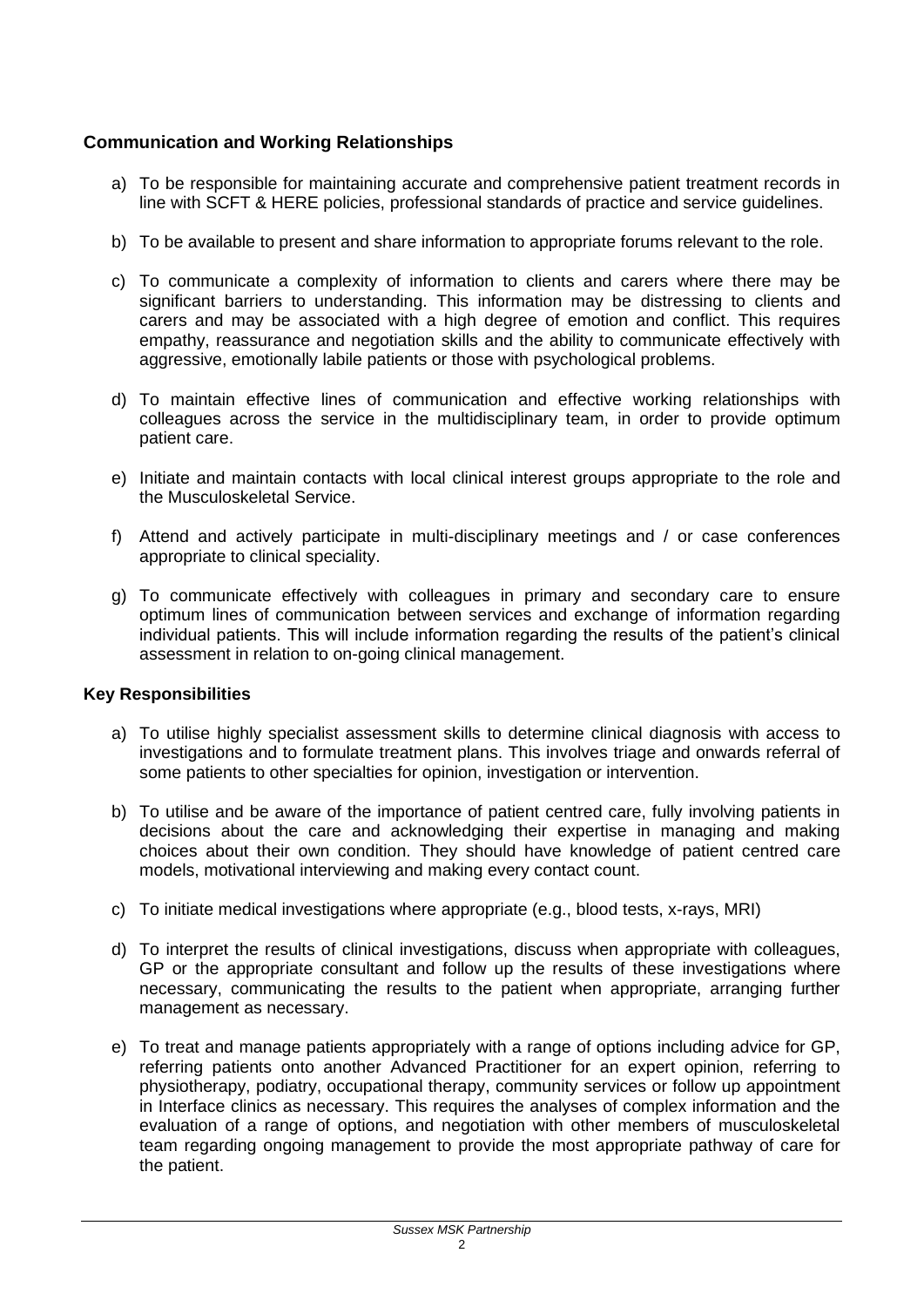**Communication and Working Relationships**

a) To be responsible for maintaining accurate and comprehensive patient treatment records in line with SCFT & HERE policies, professional standards of practice and service guidelines.

b) To be available to present and share information to appropriate forums relevant to the role.

c) To communicate a complexity of information to clients and carers where there may be significant barriers to understanding. This information may be distressing to clients and carers and may be associated with a high degree of emotion and conflict. This requires empathy, reassurance and negotiation skills and the ability to communicate effectively with aggressive, emotionally labile patients or those with psychological problems.

d) To maintain effective lines of communication and effective working relationships with colleagues across the service in the multidisciplinary team, in order to provide optimum patient care.

e) Initiate and maintain contacts with local clinical interest groups appropriate to the role and the Musculoskeletal Service.

f) Attend and actively participate in multi-disciplinary meetings and / or case conferences appropriate to clinical speciality.

g) To communicate effectively with colleagues in primary and secondary care to ensure optimum lines of communication between services and exchange of information regarding individual patients. This will include information regarding the results of the patient's clinical assessment in relation to on-going clinical management.

**Key Responsibilities**

a) To utilise highly specialist assessment skills to determine clinical diagnosis with access to investigations and to formulate treatment plans. This involves triage and onwards referral of some patients to other specialties for opinion, investigation or intervention.

b) To utilise and be aware of the importance of patient centred care, fully involving patients in decisions about the care and acknowledging their expertise in managing and making choices about their own condition. They should have knowledge of patient centred care models, motivational interviewing and making every contact count.

c) To initiate medical investigations where appropriate (e.g., blood tests, x-rays, MRI)

d) To interpret the results of clinical investigations, discuss when appropriate with colleagues, GP or the appropriate consultant and follow up the results of these investigations where necessary, communicating the results to the patient when appropriate, arranging further management as necessary.

e) To treat and manage patients appropriately with a range of options including advice for GP, referring patients onto another Advanced Practitioner for an expert opinion, referring to physiotherapy, podiatry, occupational therapy, community services or follow up appointment in Interface clinics as necessary. This requires the analyses of complex information and the evaluation of a range of options, and negotiation with other members of musculoskeletal team regarding ongoing management to provide the most appropriate pathway of care for the patient.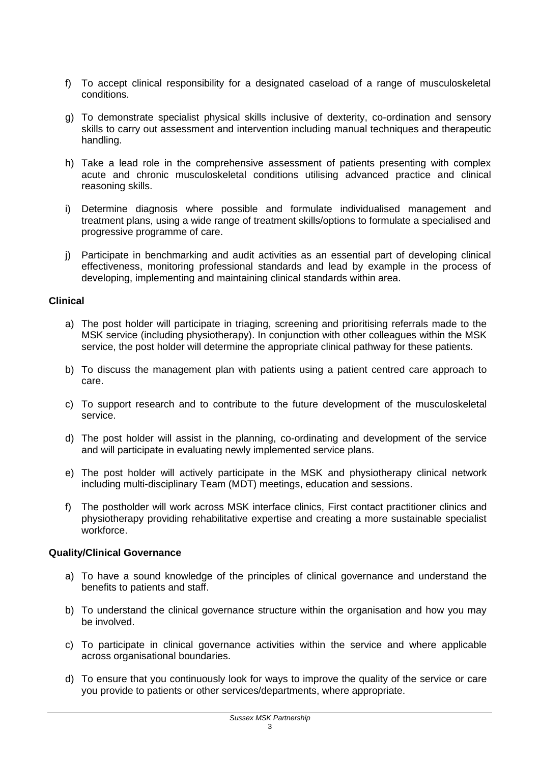f) To accept clinical responsibility for a designated caseload of a range of musculoskeletal conditions.

g) To demonstrate specialist physical skills inclusive of dexterity, co-ordination and sensory skills to carry out assessment and intervention including manual techniques and therapeutic handling.

h) Take a lead role in the comprehensive assessment of patients presenting with complex acute and chronic musculoskeletal conditions utilising advanced practice and clinical reasoning skills.

i) Determine diagnosis where possible and formulate individualised management and treatment plans, using a wide range of treatment skills/options to formulate a specialised and progressive programme of care.

j) Participate in benchmarking and audit activities as an essential part of developing clinical effectiveness, monitoring professional standards and lead by example in the process of developing, implementing and maintaining clinical standards within area.

**Clinical**

a) The post holder will participate in triaging, screening and prioritising referrals made to the MSK service (including physiotherapy). In conjunction with other colleagues within the MSK service, the post holder will determine the appropriate clinical pathway for these patients.

b) To discuss the management plan with patients using a patient centred care approach to care.

c) To support research and to contribute to the future development of the musculoskeletal service.

d) The post holder will assist in the planning, co-ordinating and development of the service and will participate in evaluating newly implemented service plans.

e) The post holder will actively participate in the MSK and physiotherapy clinical network including multi-disciplinary Team (MDT) meetings, education and sessions.

f) The postholder will work across MSK interface clinics, First contact practitioner clinics and physiotherapy providing rehabilitative expertise and creating a more sustainable specialist workforce.

**Quality/Clinical Governance**

a) To have a sound knowledge of the principles of clinical governance and understand the benefits to patients and staff.

b) To understand the clinical governance structure within the organisation and how you may be involved.

c) To participate in clinical governance activities within the service and where applicable across organisational boundaries.

d) To ensure that you continuously look for ways to improve the quality of the service or care you provide to patients or other services/departments, where appropriate.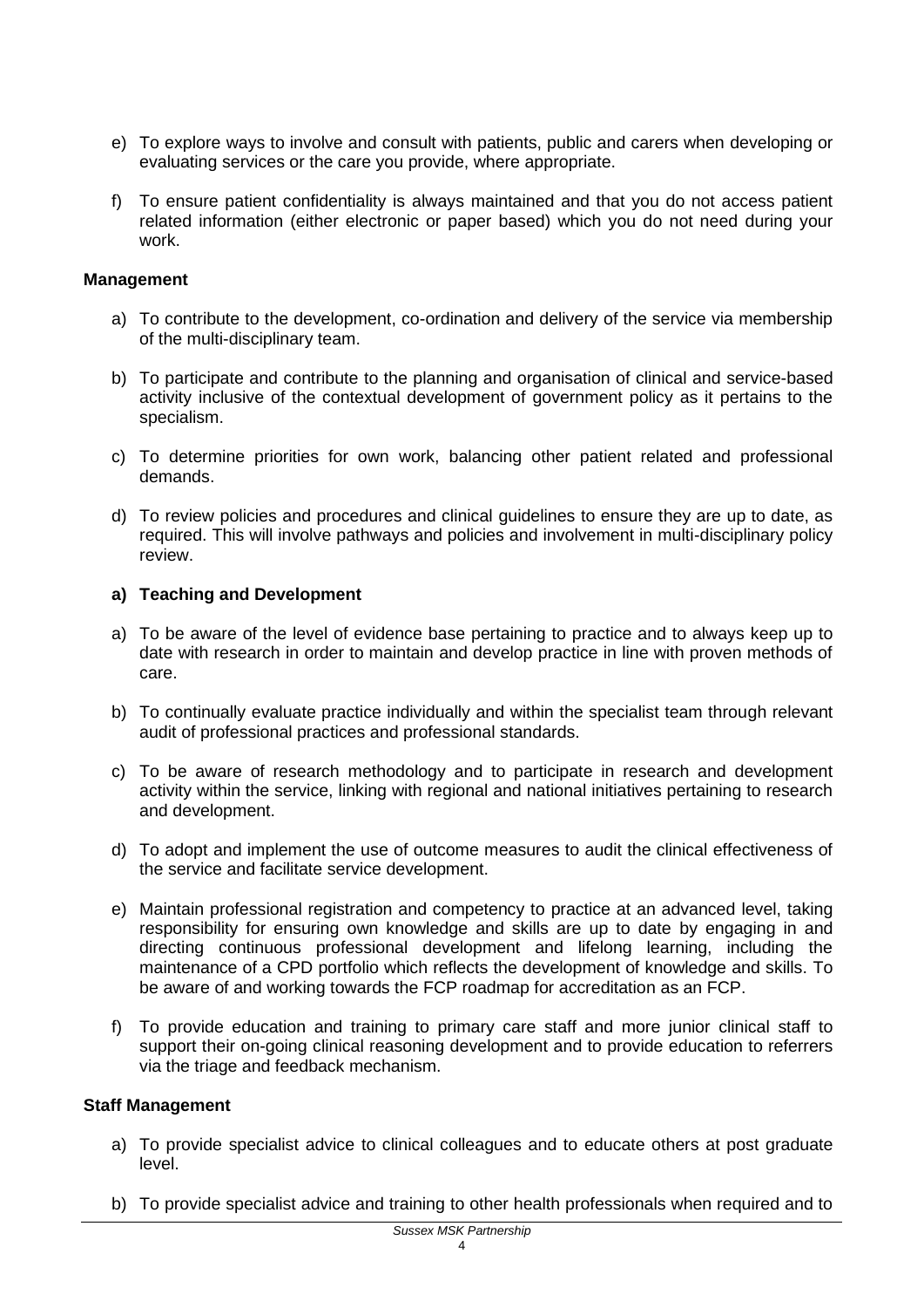e) To explore ways to involve and consult with patients, public and carers when developing or evaluating services or the care you provide, where appropriate.

f) To ensure patient confidentiality is always maintained and that you do not access patient related information (either electronic or paper based) which you do not need during your work.

**Management**

a) To contribute to the development, co-ordination and delivery of the service via membership of the multi-disciplinary team.

b) To participate and contribute to the planning and organisation of clinical and service-based activity inclusive of the contextual development of government policy as it pertains to the specialism.

c) To determine priorities for own work, balancing other patient related and professional demands.

d) To review policies and procedures and clinical guidelines to ensure they are up to date, as required. This will involve pathways and policies and involvement in multi-disciplinary policy review.

**a) Teaching and Development**

a) To be aware of the level of evidence base pertaining to practice and to always keep up to date with research in order to maintain and develop practice in line with proven methods of care.

b) To continually evaluate practice individually and within the specialist team through relevant audit of professional practices and professional standards.

c) To be aware of research methodology and to participate in research and development activity within the service, linking with regional and national initiatives pertaining to research and development.

d) To adopt and implement the use of outcome measures to audit the clinical effectiveness of the service and facilitate service development.

e) Maintain professional registration and competency to practice at an advanced level, taking responsibility for ensuring own knowledge and skills are up to date by engaging in and directing continuous professional development and lifelong learning, including the maintenance of a CPD portfolio which reflects the development of knowledge and skills. To be aware of and working towards the FCP roadmap for accreditation as an FCP.

f) To provide education and training to primary care staff and more junior clinical staff to support their on-going clinical reasoning development and to provide education to referrers via the triage and feedback mechanism.

**Staff Management**

a) To provide specialist advice to clinical colleagues and to educate others at post graduate level.

b) To provide specialist advice and training to other health professionals when required and to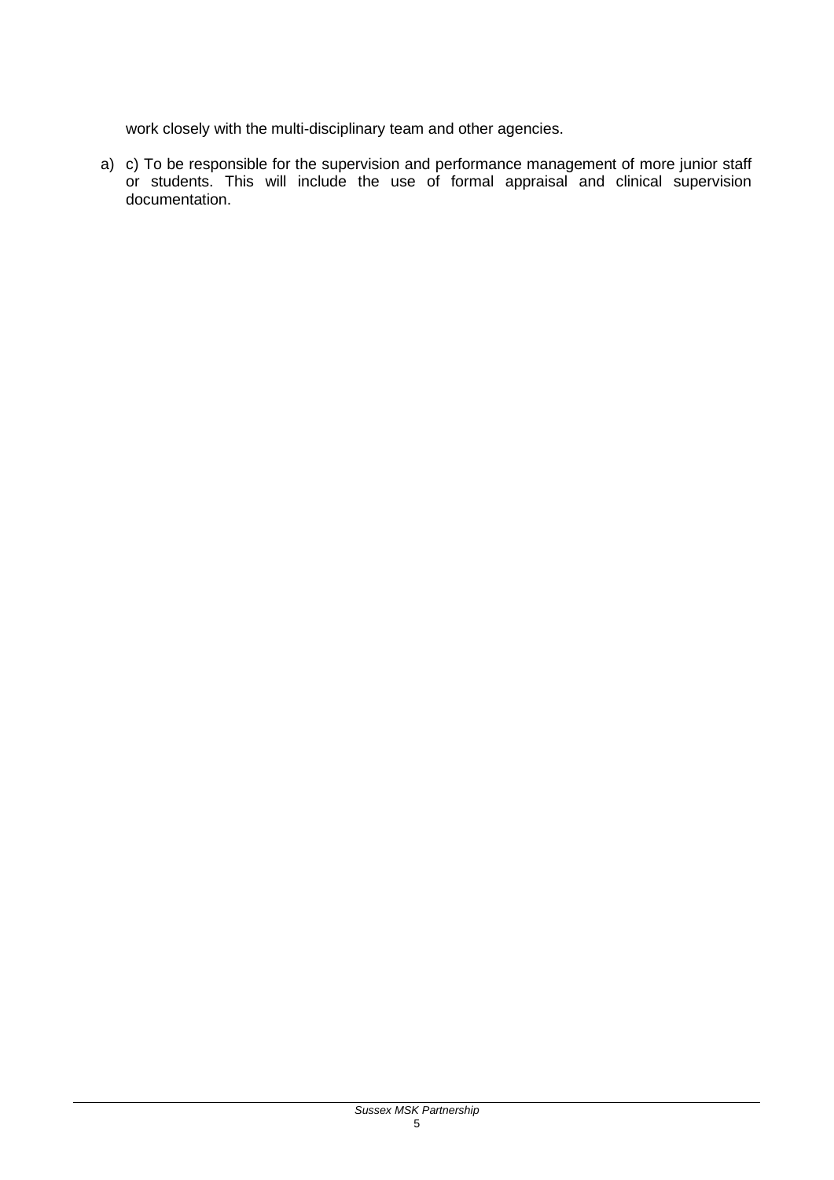work closely with the multi-disciplinary team and other agencies.

a) c) To be responsible for the supervision and performance management of more junior staff or students. This will include the use of formal appraisal and clinical supervision documentation.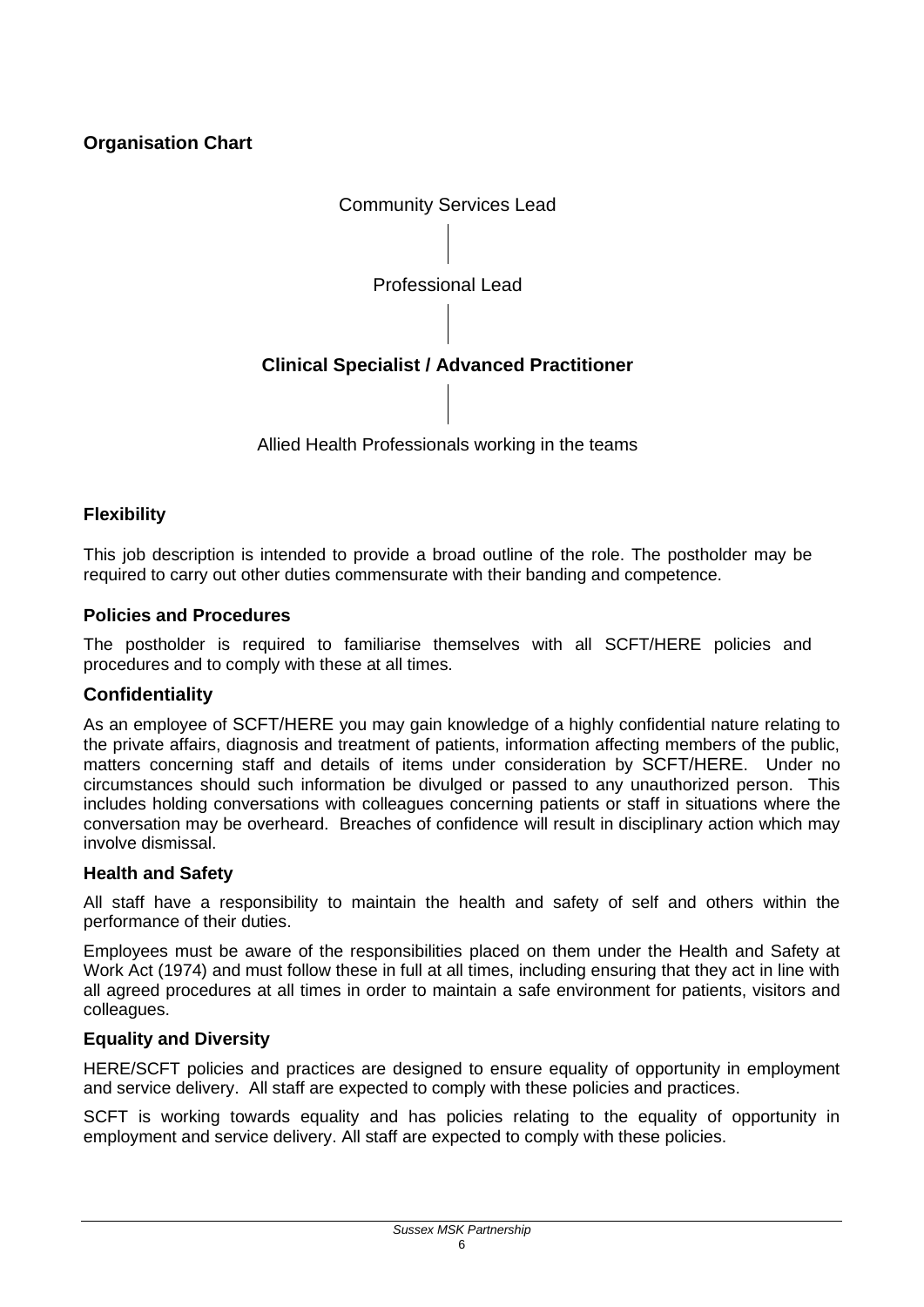## Organisation Chart

Community Services Lead

Professional Lead

**Clinical Specialist / Advanced Practitioner**

Allied Health Professionals working in the teams

## Flexibility

This job description is intended to provide a broad outline of the role. The postholder may be required to carry out other duties commensurate with their banding and competence.

## Policies and Procedures

The postholder is required to familiarise themselves with all SCFT/HERE policies and procedures and to comply with these at all times.

## Confidentiality

As an employee of SCFT/HERE you may gain knowledge of a highly confidential nature relating to the private affairs, diagnosis and treatment of patients, information affecting members of the public, matters concerning staff and details of items under consideration by SCFT/HERE. Under no circumstances should such information be divulged or passed to any unauthorized person. This includes holding conversations with colleagues concerning patients or staff in situations where the conversation may be overheard. Breaches of confidence will result in disciplinary action which may involve dismissal.

## Health and Safety

All staff have a responsibility to maintain the health and safety of self and others within the performance of their duties.

Employees must be aware of the responsibilities placed on them under the Health and Safety at Work Act (1974) and must follow these in full at all times, including ensuring that they act in line with all agreed procedures at all times in order to maintain a safe environment for patients, visitors and colleagues.

## Equality and Diversity

HERE/SCFT policies and practices are designed to ensure equality of opportunity in employment and service delivery. All staff are expected to comply with these policies and practices.

SCFT is working towards equality and has policies relating to the equality of opportunity in employment and service delivery. All staff are expected to comply with these policies.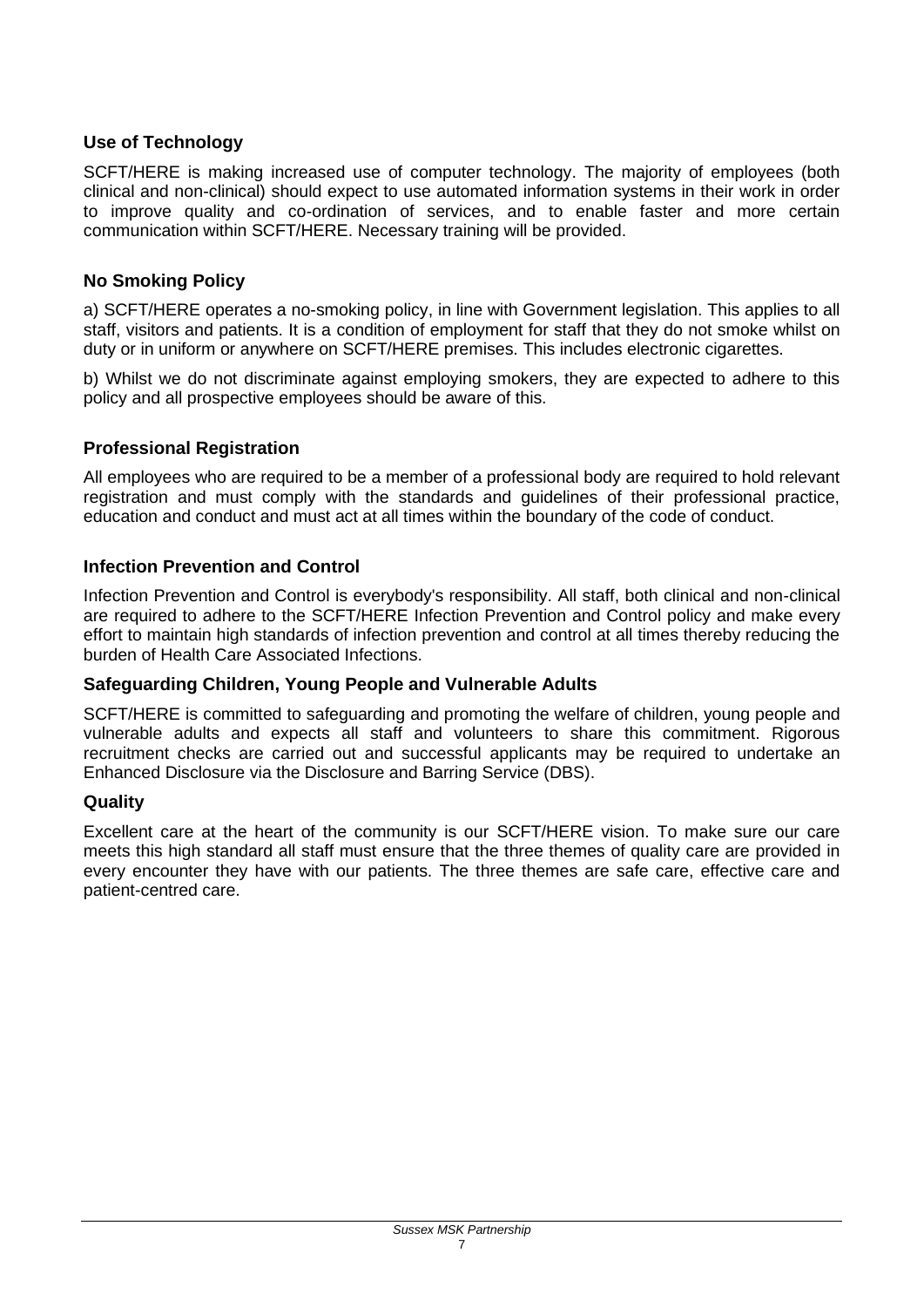### Use of Technology

SCFT/HERE is making increased use of computer technology. The majority of employees (both clinical and non-clinical) should expect to use automated information systems in their work in order to improve quality and co-ordination of services, and to enable faster and more certain communication within SCFT/HERE. Necessary training will be provided.

### No Smoking Policy

a) SCFT/HERE operates a no-smoking policy, in line with Government legislation. This applies to all staff, visitors and patients. It is a condition of employment for staff that they do not smoke whilst on duty or in uniform or anywhere on SCFT/HERE premises. This includes electronic cigarettes.

b) Whilst we do not discriminate against employing smokers, they are expected to adhere to this policy and all prospective employees should be aware of this.

### Professional Registration

All employees who are required to be a member of a professional body are required to hold relevant registration and must comply with the standards and guidelines of their professional practice, education and conduct and must act at all times within the boundary of the code of conduct.

### Infection Prevention and Control

Infection Prevention and Control is everybody's responsibility. All staff, both clinical and non-clinical are required to adhere to the SCFT/HERE Infection Prevention and Control policy and make every effort to maintain high standards of infection prevention and control at all times thereby reducing the burden of Health Care Associated Infections.

### Safeguarding Children, Young People and Vulnerable Adults

SCFT/HERE is committed to safeguarding and promoting the welfare of children, young people and vulnerable adults and expects all staff and volunteers to share this commitment. Rigorous recruitment checks are carried out and successful applicants may be required to undertake an Enhanced Disclosure via the Disclosure and Barring Service (DBS).

### Quality

Excellent care at the heart of the community is our SCFT/HERE vision. To make sure our care meets this high standard all staff must ensure that the three themes of quality care are provided in every encounter they have with our patients. The three themes are safe care, effective care and patient-centred care.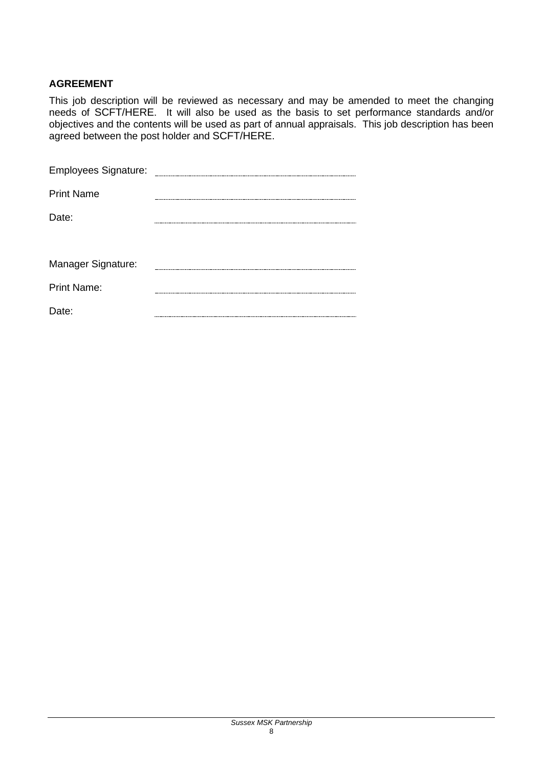**AGREEMENT**

This job description will be reviewed as necessary and may be amended to meet the changing needs of SCFT/HERE. It will also be used as the basis to set performance standards and/or objectives and the contents will be used as part of annual appraisals. This job description has been agreed between the post holder and SCFT/HERE.

Employees Signature: ..............................................................

Print Name ..............................................................

Date: ..............................................................

Manager Signature: ..............................................................

Print Name: ..............................................................

Date: ..............................................................